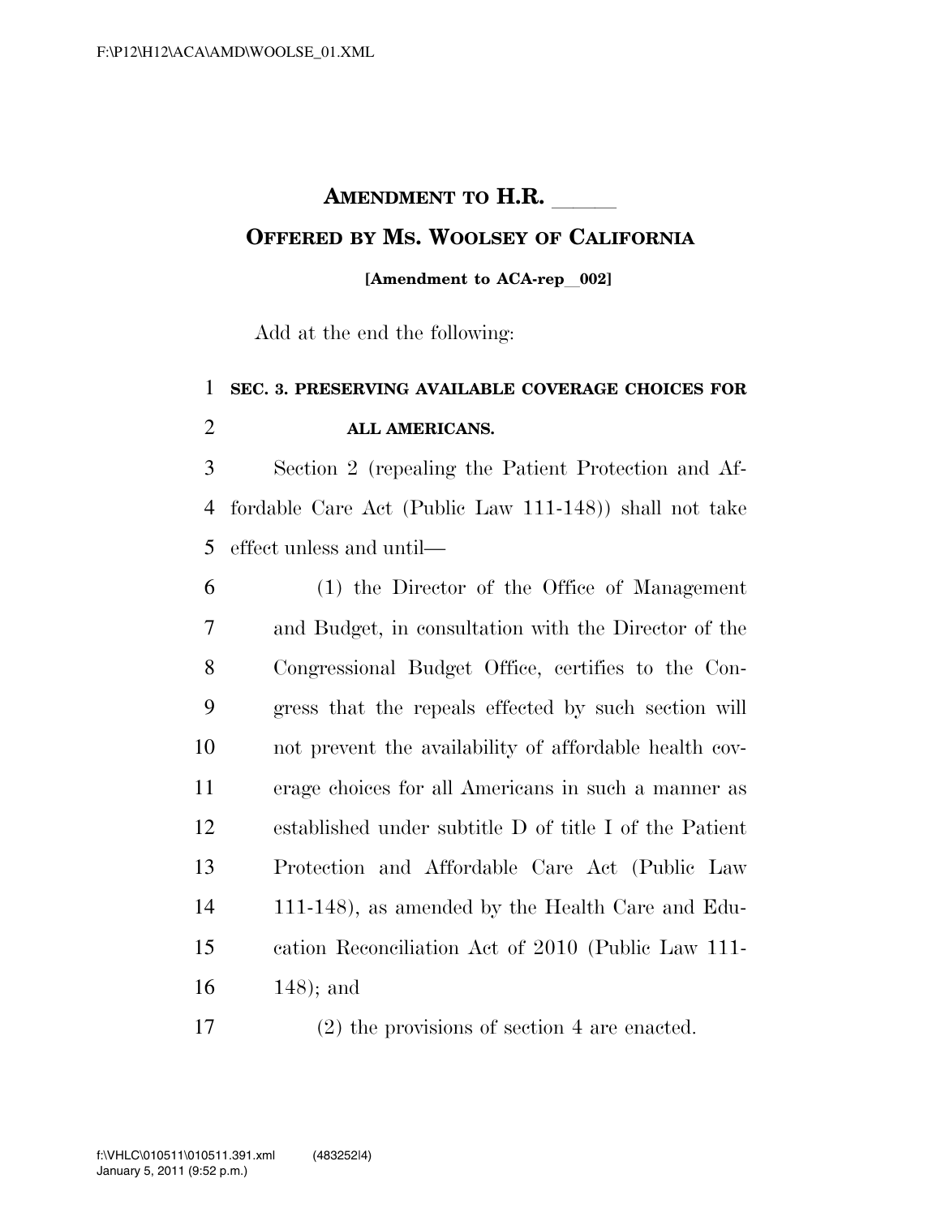# AMENDMENT TO H.R. \_\_\_\_\_\_

## OFFERED BY MS. WOOLSEY OF CALIFORNIA

**[Amendment to ACA-rep__002]**

Add at the end the following:

**SEC. 3. PRESERVING AVAILABLE COVERAGE CHOICES FOR ALL AMERICANS.**

Section 2 (repealing the Patient Protection and Affordable Care Act (Public Law 111-148)) shall not take effect unless and until—

(1) the Director of the Office of Management and Budget, in consultation with the Director of the Congressional Budget Office, certifies to the Congress that the repeals effected by such section will not prevent the availability of affordable health coverage choices for all Americans in such a manner as established under subtitle D of title I of the Patient Protection and Affordable Care Act (Public Law 111-148), as amended by the Health Care and Education Reconciliation Act of 2010 (Public Law 111-148); and

(2) the provisions of section 4 are enacted.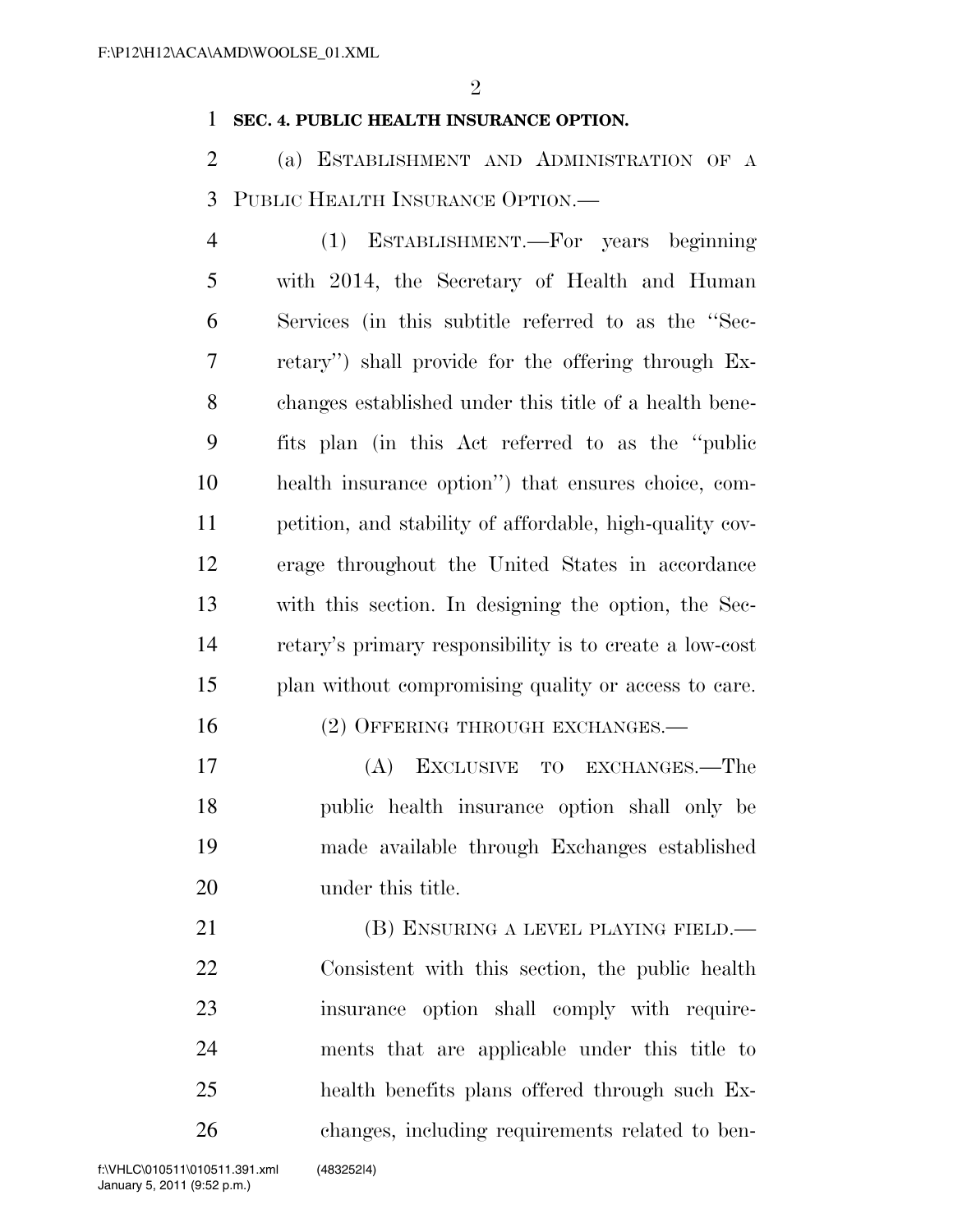**SEC. 4. PUBLIC HEALTH INSURANCE OPTION.**

(a) ESTABLISHMENT AND ADMINISTRATION OF A PUBLIC HEALTH INSURANCE OPTION.—

(1) ESTABLISHMENT.—For years beginning with 2014, the Secretary of Health and Human Services (in this subtitle referred to as the ''Secretary'') shall provide for the offering through Exchanges established under this title of a health benefits plan (in this Act referred to as the ''public health insurance option'') that ensures choice, competition, and stability of affordable, high-quality coverage throughout the United States in accordance with this section. In designing the option, the Secretary's primary responsibility is to create a low-cost plan without compromising quality or access to care.

(2) OFFERING THROUGH EXCHANGES.—

(A) EXCLUSIVE TO EXCHANGES.—The public health insurance option shall only be made available through Exchanges established under this title.

(B) ENSURING A LEVEL PLAYING FIELD.— Consistent with this section, the public health insurance option shall comply with requirements that are applicable under this title to health benefits plans offered through such Exchanges, including requirements related to ben-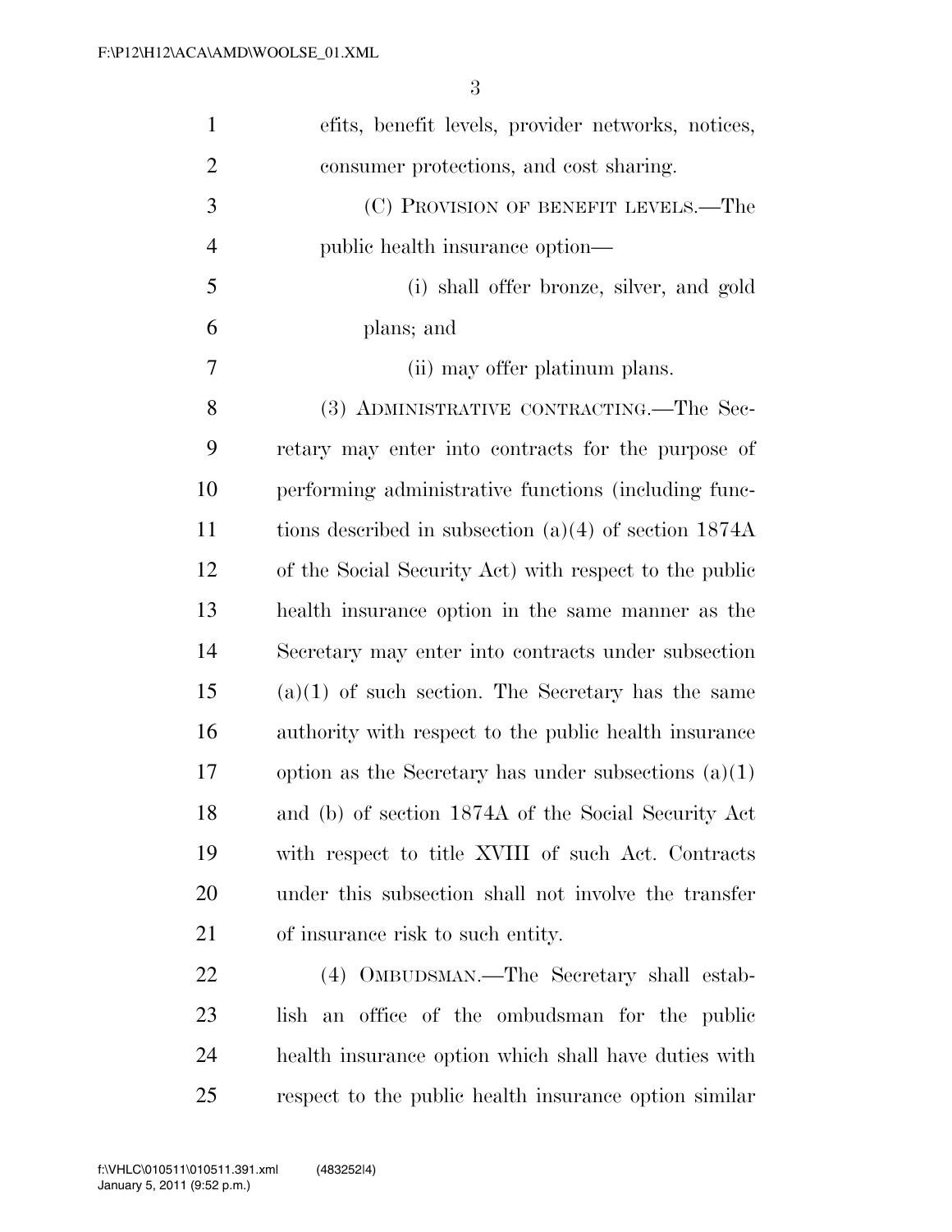efits, benefit levels, provider networks, notices, consumer protections, and cost sharing.

(C) PROVISION OF BENEFIT LEVELS.—The public health insurance option—

(i) shall offer bronze, silver, and gold plans; and

(ii) may offer platinum plans.

(3) ADMINISTRATIVE CONTRACTING.—The Secretary may enter into contracts for the purpose of performing administrative functions (including functions described in subsection (a)(4) of section 1874A of the Social Security Act) with respect to the public health insurance option in the same manner as the Secretary may enter into contracts under subsection (a)(1) of such section. The Secretary has the same authority with respect to the public health insurance option as the Secretary has under subsections (a)(1) and (b) of section 1874A of the Social Security Act with respect to title XVIII of such Act. Contracts under this subsection shall not involve the transfer of insurance risk to such entity.

(4) OMBUDSMAN.—The Secretary shall establish an office of the ombudsman for the public health insurance option which shall have duties with respect to the public health insurance option similar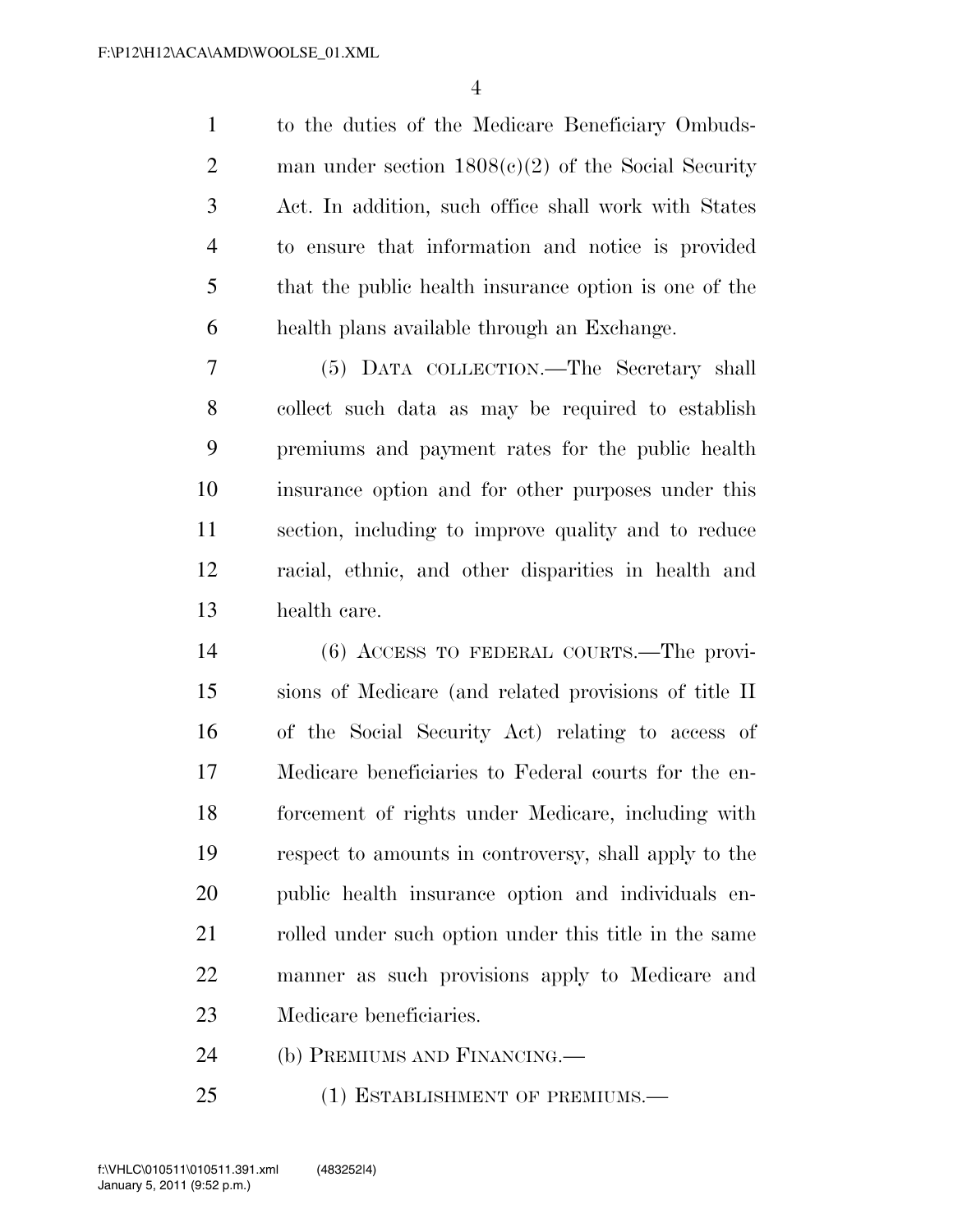to the duties of the Medicare Beneficiary Ombudsman under section 1808(c)(2) of the Social Security Act. In addition, such office shall work with States to ensure that information and notice is provided that the public health insurance option is one of the health plans available through an Exchange.

(5) DATA COLLECTION.—The Secretary shall collect such data as may be required to establish premiums and payment rates for the public health insurance option and for other purposes under this section, including to improve quality and to reduce racial, ethnic, and other disparities in health and health care.

(6) ACCESS TO FEDERAL COURTS.—The provisions of Medicare (and related provisions of title II of the Social Security Act) relating to access of Medicare beneficiaries to Federal courts for the enforcement of rights under Medicare, including with respect to amounts in controversy, shall apply to the public health insurance option and individuals enrolled under such option under this title in the same manner as such provisions apply to Medicare and Medicare beneficiaries.

(b) PREMIUMS AND FINANCING.—

(1) ESTABLISHMENT OF PREMIUMS.—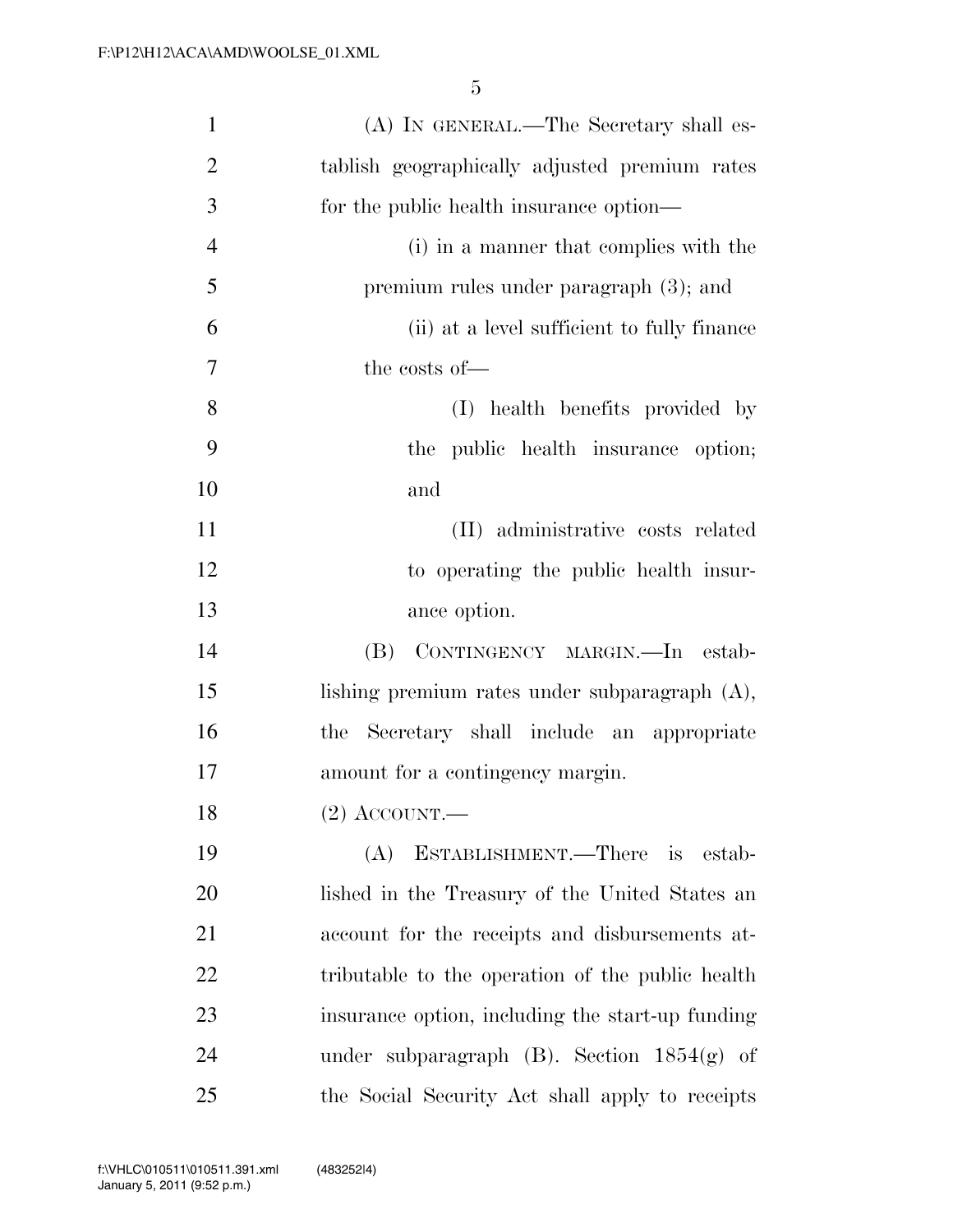(A) IN GENERAL.—The Secretary shall establish geographically adjusted premium rates for the public health insurance option—

(i) in a manner that complies with the premium rules under paragraph (3); and

(ii) at a level sufficient to fully finance the costs of—

(I) health benefits provided by the public health insurance option; and

(II) administrative costs related to operating the public health insurance option.

(B) CONTINGENCY MARGIN.—In establishing premium rates under subparagraph (A), the Secretary shall include an appropriate amount for a contingency margin.

(2) ACCOUNT.—

(A) ESTABLISHMENT.—There is established in the Treasury of the United States an account for the receipts and disbursements attributable to the operation of the public health insurance option, including the start-up funding under subparagraph (B). Section 1854(g) of the Social Security Act shall apply to receipts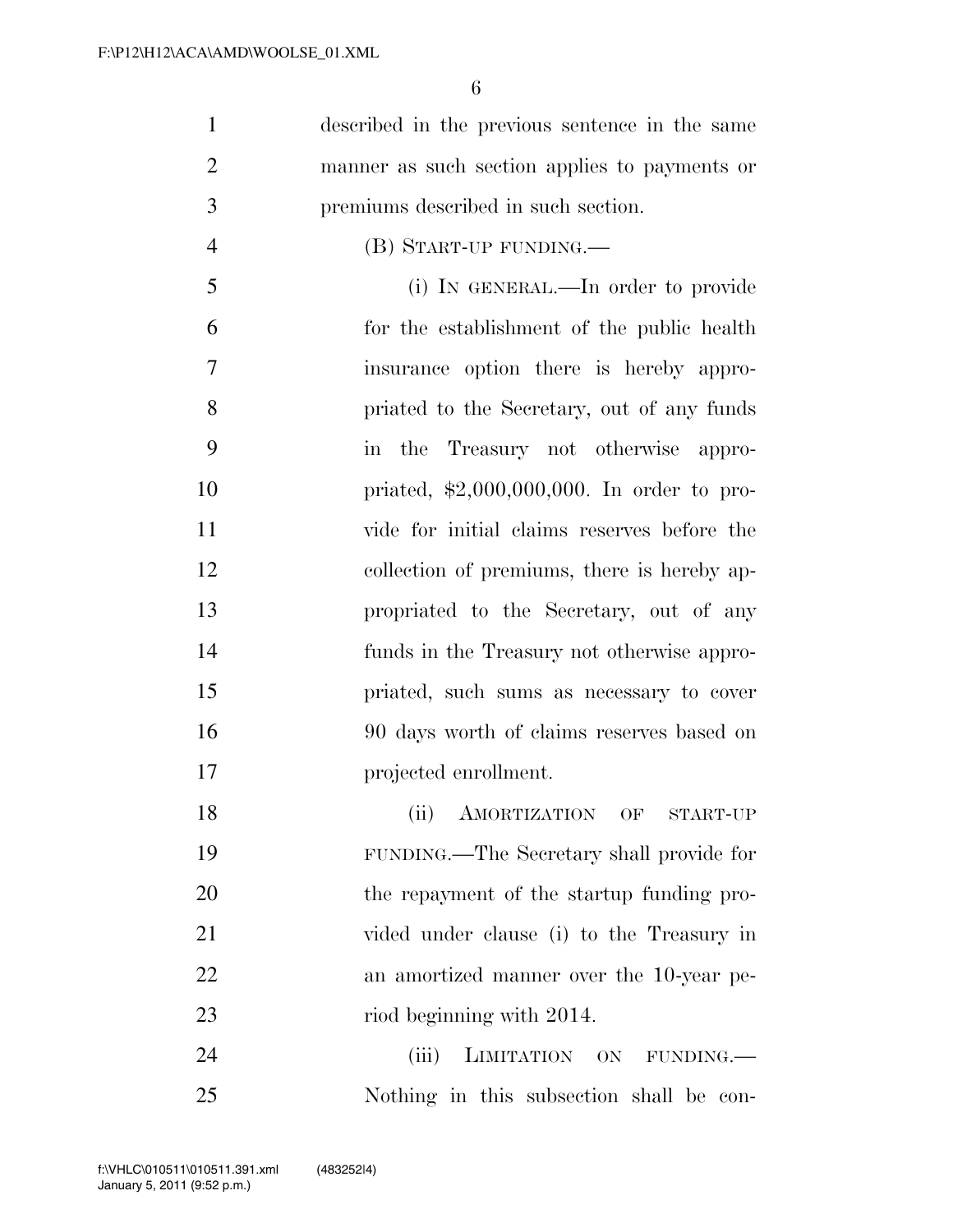described in the previous sentence in the same manner as such section applies to payments or premiums described in such section.

(B) START-UP FUNDING.—

(i) IN GENERAL.—In order to provide for the establishment of the public health insurance option there is hereby appropriated to the Secretary, out of any funds in the Treasury not otherwise appropriated, $2,000,000,000. In order to provide for initial claims reserves before the collection of premiums, there is hereby appropriated to the Secretary, out of any funds in the Treasury not otherwise appropriated, such sums as necessary to cover 90 days worth of claims reserves based on projected enrollment.

(ii) AMORTIZATION OF START-UP FUNDING.—The Secretary shall provide for the repayment of the startup funding provided under clause (i) to the Treasury in an amortized manner over the 10-year period beginning with 2014.

(iii) LIMITATION ON FUNDING.— Nothing in this subsection shall be con-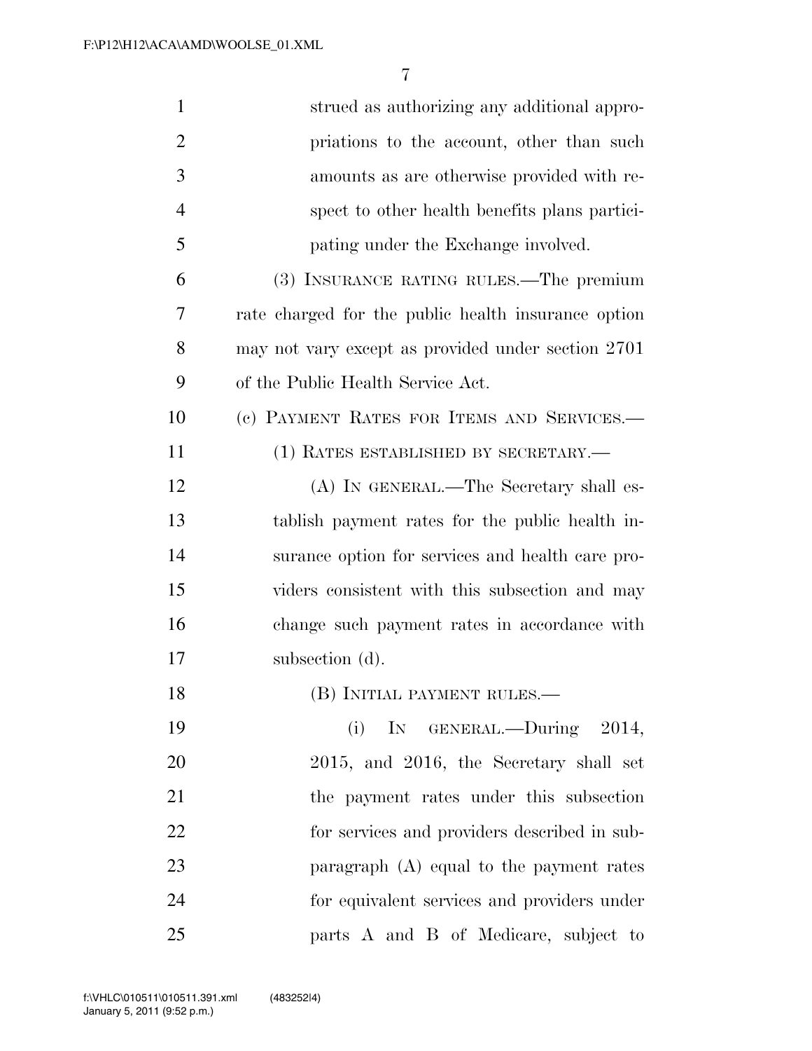strued as authorizing any additional appropriations to the account, other than such amounts as are otherwise provided with respect to other health benefits plans participating under the Exchange involved.

(3) INSURANCE RATING RULES.—The premium rate charged for the public health insurance option may not vary except as provided under section 2701 of the Public Health Service Act.

(c) PAYMENT RATES FOR ITEMS AND SERVICES.—

(1) RATES ESTABLISHED BY SECRETARY.—

(A) IN GENERAL.—The Secretary shall establish payment rates for the public health insurance option for services and health care providers consistent with this subsection and may change such payment rates in accordance with subsection (d).

(B) INITIAL PAYMENT RULES.—

(i) IN GENERAL.—During 2014, 2015, and 2016, the Secretary shall set the payment rates under this subsection for services and providers described in subparagraph (A) equal to the payment rates for equivalent services and providers under parts A and B of Medicare, subject to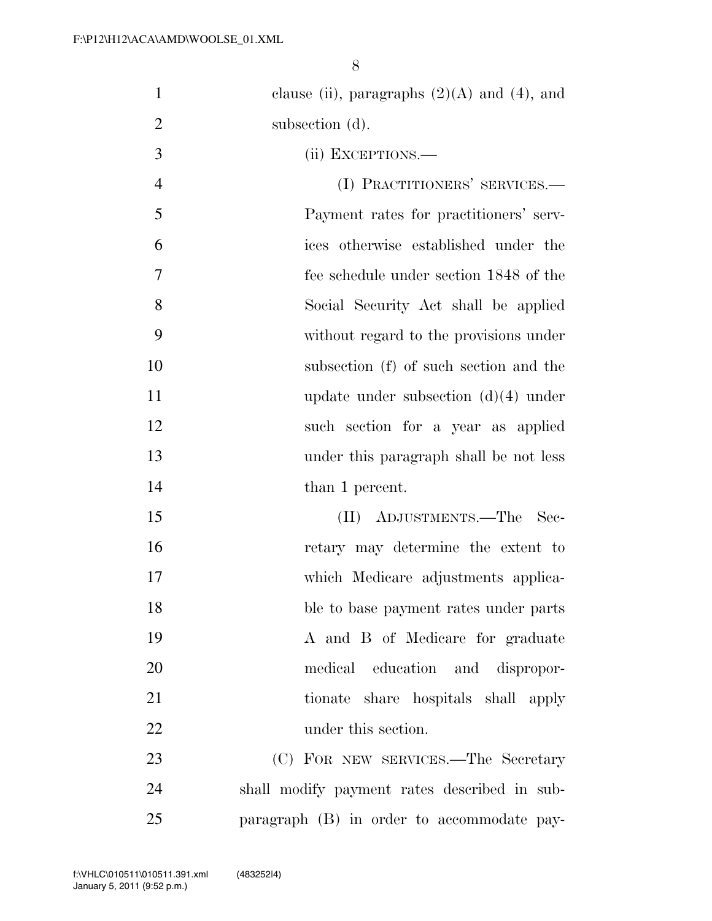clause (ii), paragraphs (2)(A) and (4), and subsection (d).

(ii) EXCEPTIONS.—

(I) PRACTITIONERS' SERVICES.—Payment rates for practitioners' services otherwise established under the fee schedule under section 1848 of the Social Security Act shall be applied without regard to the provisions under subsection (f) of such section and the update under subsection (d)(4) under such section for a year as applied under this paragraph shall be not less than 1 percent.

(II) ADJUSTMENTS.—The Secretary may determine the extent to which Medicare adjustments applicable to base payment rates under parts A and B of Medicare for graduate medical education and disproportionate share hospitals shall apply under this section.

(C) FOR NEW SERVICES.—The Secretary shall modify payment rates described in subparagraph (B) in order to accommodate pay-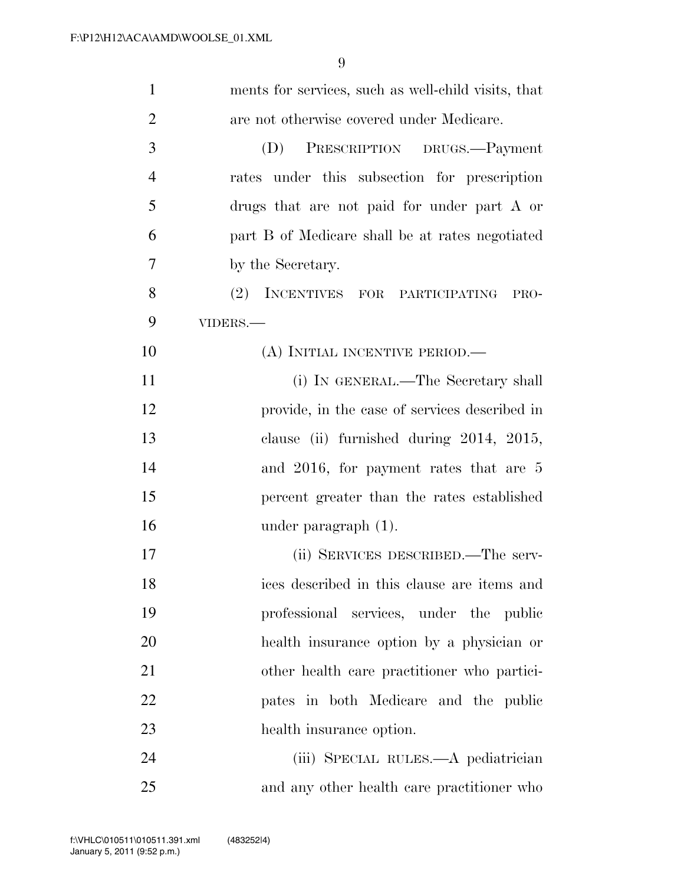ments for services, such as well-child visits, that are not otherwise covered under Medicare.

(D) PRESCRIPTION DRUGS.—Payment rates under this subsection for prescription drugs that are not paid for under part A or part B of Medicare shall be at rates negotiated by the Secretary.

(2) INCENTIVES FOR PARTICIPATING PROVIDERS.—

(A) INITIAL INCENTIVE PERIOD.—

(i) IN GENERAL.—The Secretary shall provide, in the case of services described in clause (ii) furnished during 2014, 2015, and 2016, for payment rates that are 5 percent greater than the rates established under paragraph (1).

(ii) SERVICES DESCRIBED.—The services described in this clause are items and professional services, under the public health insurance option by a physician or other health care practitioner who participates in both Medicare and the public health insurance option.

(iii) SPECIAL RULES.—A pediatrician and any other health care practitioner who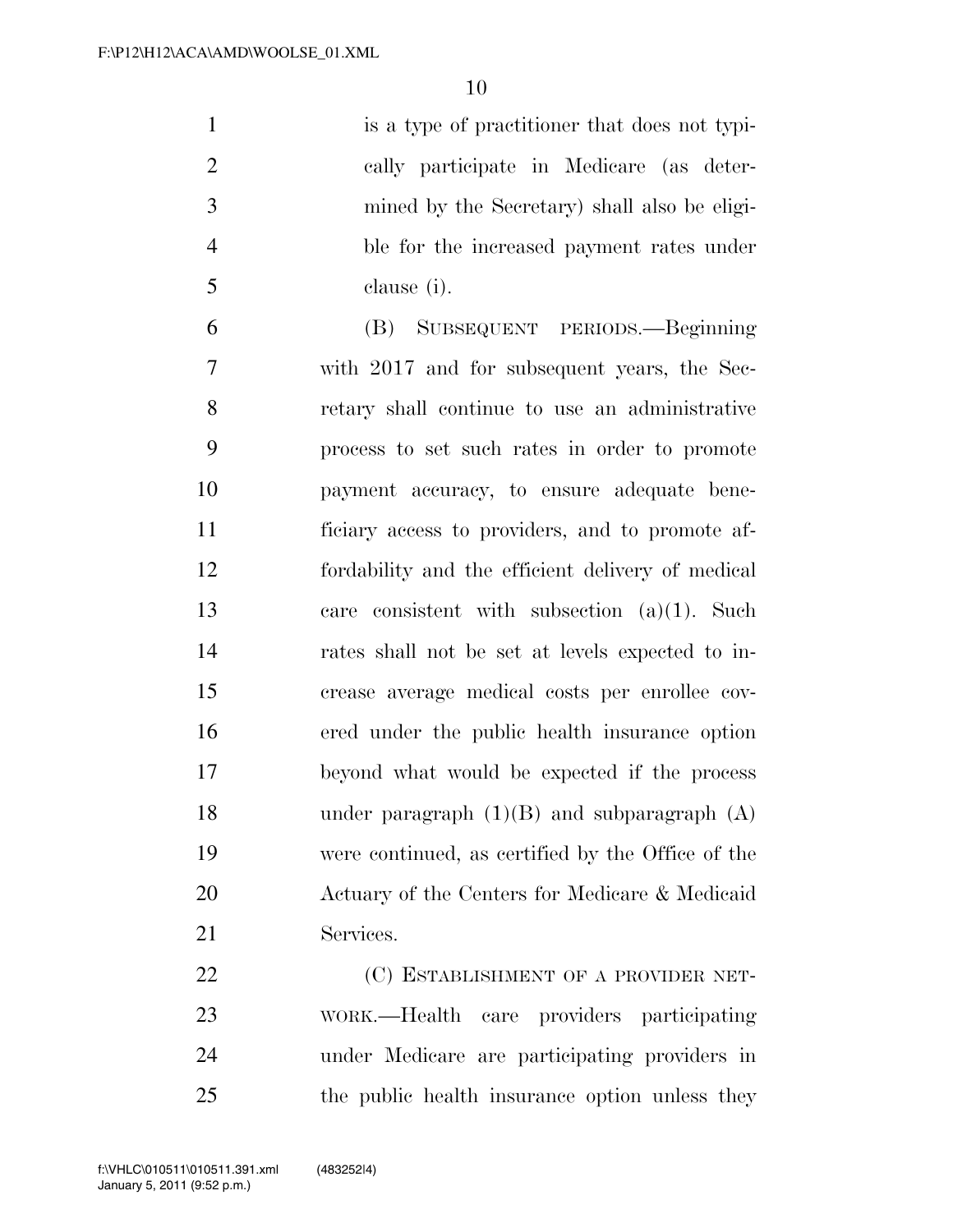is a type of practitioner that does not typically participate in Medicare (as determined by the Secretary) shall also be eligible for the increased payment rates under clause (i).

(B) SUBSEQUENT PERIODS.—Beginning with 2017 and for subsequent years, the Secretary shall continue to use an administrative process to set such rates in order to promote payment accuracy, to ensure adequate beneficiary access to providers, and to promote affordability and the efficient delivery of medical care consistent with subsection (a)(1). Such rates shall not be set at levels expected to increase average medical costs per enrollee covered under the public health insurance option beyond what would be expected if the process under paragraph (1)(B) and subparagraph (A) were continued, as certified by the Office of the Actuary of the Centers for Medicare & Medicaid Services.

(C) ESTABLISHMENT OF A PROVIDER NETWORK.—Health care providers participating under Medicare are participating providers in the public health insurance option unless they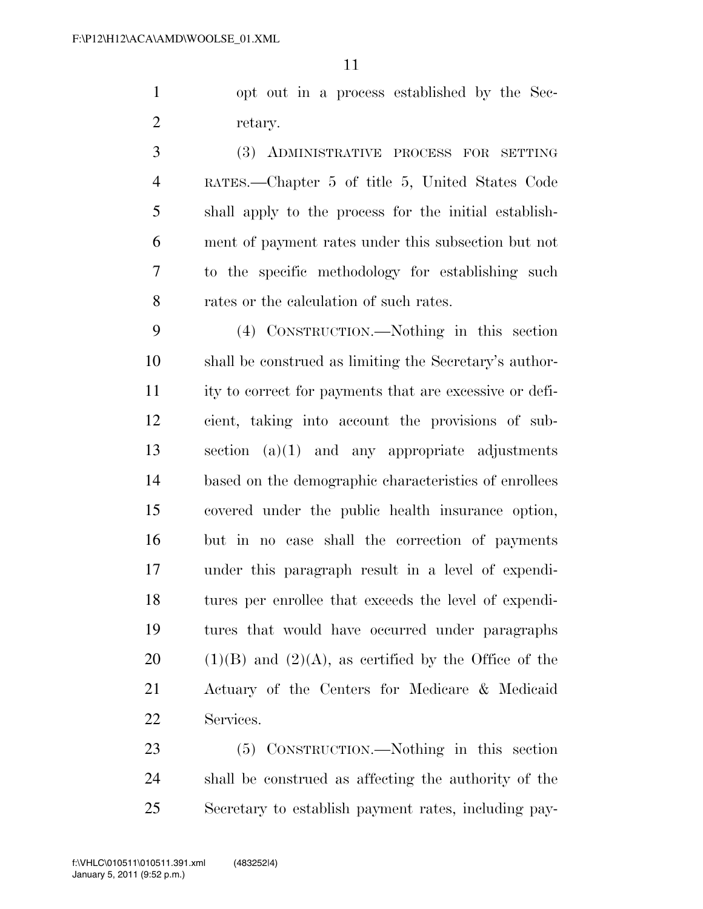opt out in a process established by the Secretary.

(3) ADMINISTRATIVE PROCESS FOR SETTING RATES.—Chapter 5 of title 5, United States Code shall apply to the process for the initial establishment of payment rates under this subsection but not to the specific methodology for establishing such rates or the calculation of such rates.

(4) CONSTRUCTION.—Nothing in this section shall be construed as limiting the Secretary's authority to correct for payments that are excessive or deficient, taking into account the provisions of subsection (a)(1) and any appropriate adjustments based on the demographic characteristics of enrollees covered under the public health insurance option, but in no case shall the correction of payments under this paragraph result in a level of expenditures per enrollee that exceeds the level of expenditures that would have occurred under paragraphs (1)(B) and (2)(A), as certified by the Office of the Actuary of the Centers for Medicare & Medicaid Services.

(5) CONSTRUCTION.—Nothing in this section shall be construed as affecting the authority of the Secretary to establish payment rates, including pay-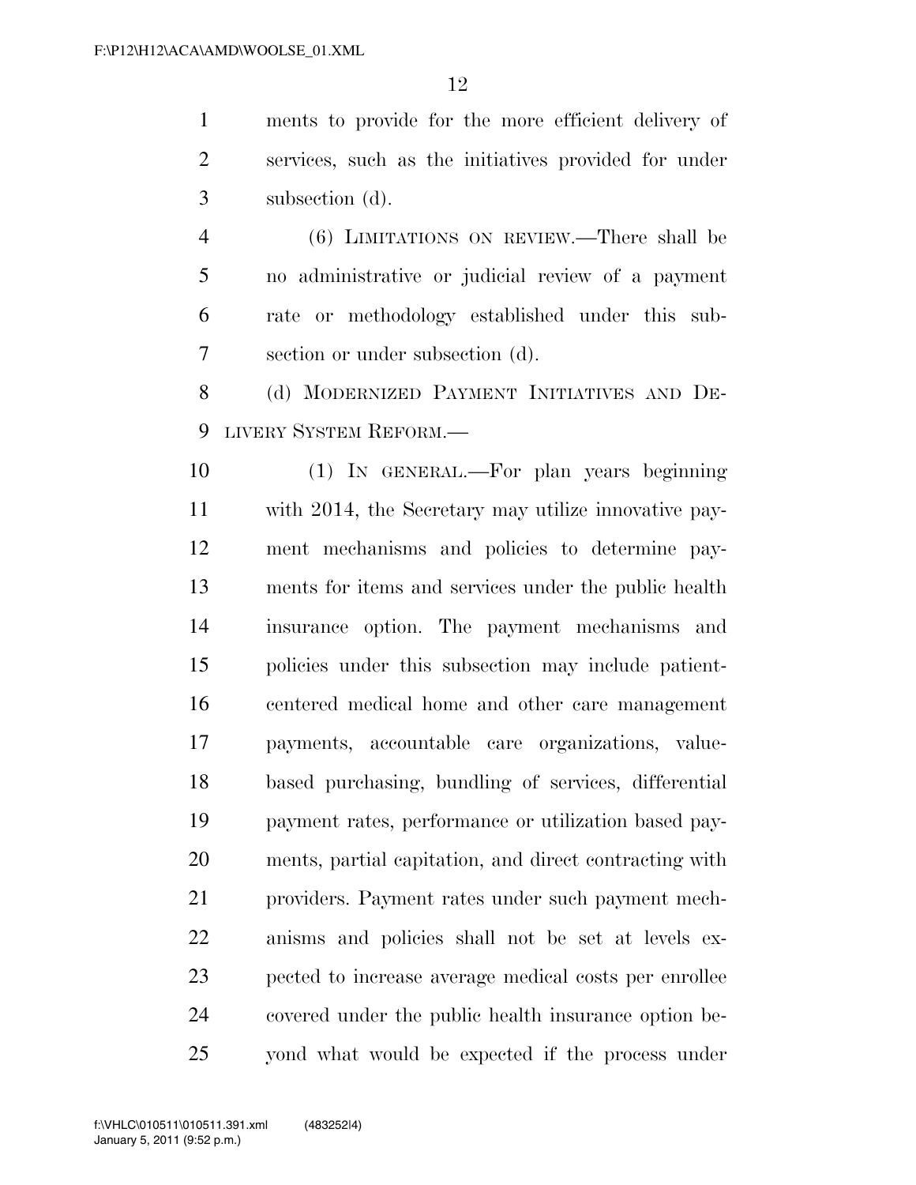ments to provide for the more efficient delivery of services, such as the initiatives provided for under subsection (d).

(6) LIMITATIONS ON REVIEW.—There shall be no administrative or judicial review of a payment rate or methodology established under this subsection or under subsection (d).

(d) MODERNIZED PAYMENT INITIATIVES AND DELIVERY SYSTEM REFORM.—

(1) IN GENERAL.—For plan years beginning with 2014, the Secretary may utilize innovative payment mechanisms and policies to determine payments for items and services under the public health insurance option. The payment mechanisms and policies under this subsection may include patient-centered medical home and other care management payments, accountable care organizations, value-based purchasing, bundling of services, differential payment rates, performance or utilization based payments, partial capitation, and direct contracting with providers. Payment rates under such payment mechanisms and policies shall not be set at levels expected to increase average medical costs per enrollee covered under the public health insurance option beyond what would be expected if the process under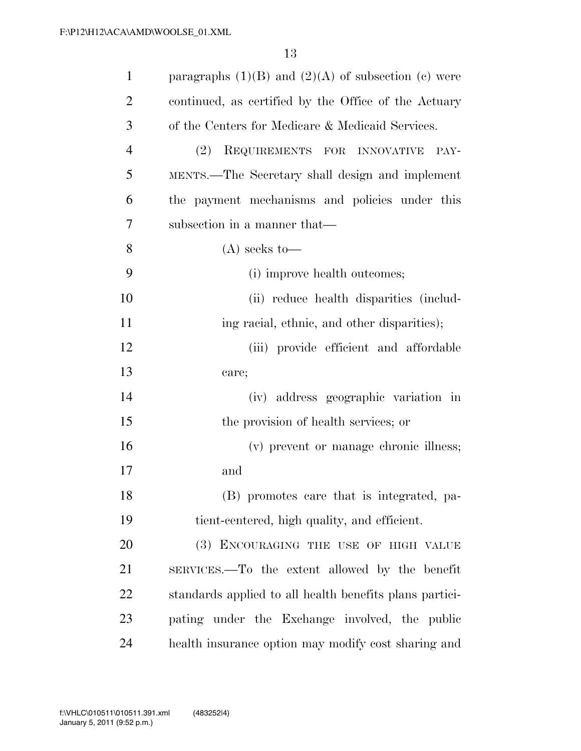paragraphs (1)(B) and (2)(A) of subsection (c) were continued, as certified by the Office of the Actuary of the Centers for Medicare & Medicaid Services.

(2) REQUIREMENTS FOR INNOVATIVE PAYMENTS.—The Secretary shall design and implement the payment mechanisms and policies under this subsection in a manner that—

(A) seeks to—

(i) improve health outcomes;

(ii) reduce health disparities (including racial, ethnic, and other disparities);

(iii) provide efficient and affordable care;

(iv) address geographic variation in the provision of health services; or

(v) prevent or manage chronic illness; and

(B) promotes care that is integrated, patient-centered, high quality, and efficient.

(3) ENCOURAGING THE USE OF HIGH VALUE SERVICES.—To the extent allowed by the benefit standards applied to all health benefits plans participating under the Exchange involved, the public health insurance option may modify cost sharing and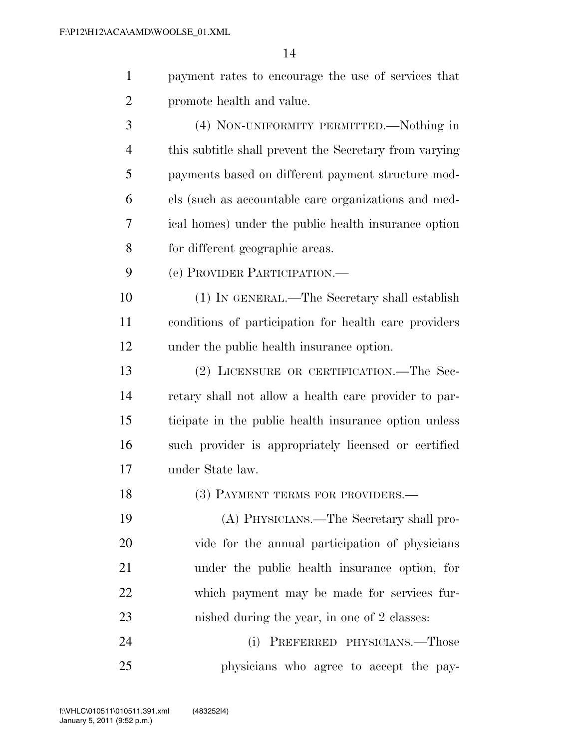payment rates to encourage the use of services that promote health and value.

(4) NON-UNIFORMITY PERMITTED.—Nothing in this subtitle shall prevent the Secretary from varying payments based on different payment structure models (such as accountable care organizations and medical homes) under the public health insurance option for different geographic areas.

(e) PROVIDER PARTICIPATION.—

(1) IN GENERAL.—The Secretary shall establish conditions of participation for health care providers under the public health insurance option.

(2) LICENSURE OR CERTIFICATION.—The Secretary shall not allow a health care provider to participate in the public health insurance option unless such provider is appropriately licensed or certified under State law.

(3) PAYMENT TERMS FOR PROVIDERS.—

(A) PHYSICIANS.—The Secretary shall provide for the annual participation of physicians under the public health insurance option, for which payment may be made for services furnished during the year, in one of 2 classes:

(i) PREFERRED PHYSICIANS.—Those physicians who agree to accept the pay-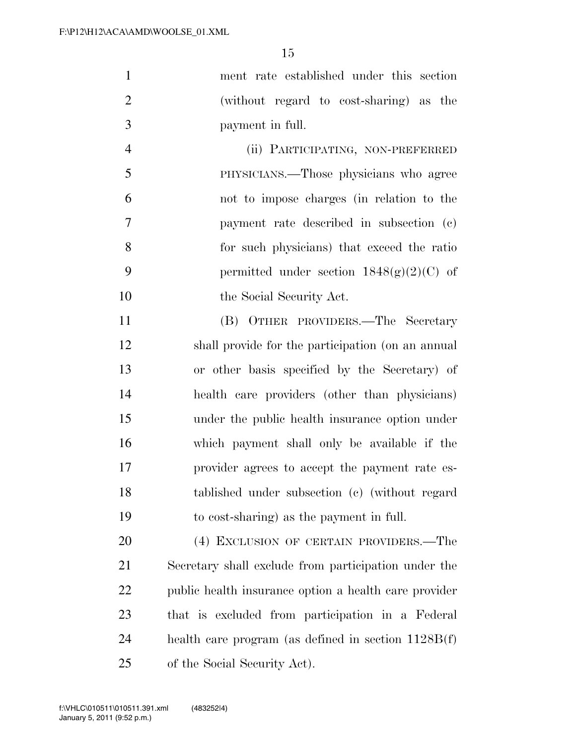ment rate established under this section (without regard to cost-sharing) as the payment in full.

(ii) PARTICIPATING, NON-PREFERRED PHYSICIANS.—Those physicians who agree not to impose charges (in relation to the payment rate described in subsection (c) for such physicians) that exceed the ratio permitted under section 1848(g)(2)(C) of the Social Security Act.

(B) OTHER PROVIDERS.—The Secretary shall provide for the participation (on an annual or other basis specified by the Secretary) of health care providers (other than physicians) under the public health insurance option under which payment shall only be available if the provider agrees to accept the payment rate established under subsection (c) (without regard to cost-sharing) as the payment in full.

(4) EXCLUSION OF CERTAIN PROVIDERS.—The Secretary shall exclude from participation under the public health insurance option a health care provider that is excluded from participation in a Federal health care program (as defined in section 1128B(f) of the Social Security Act).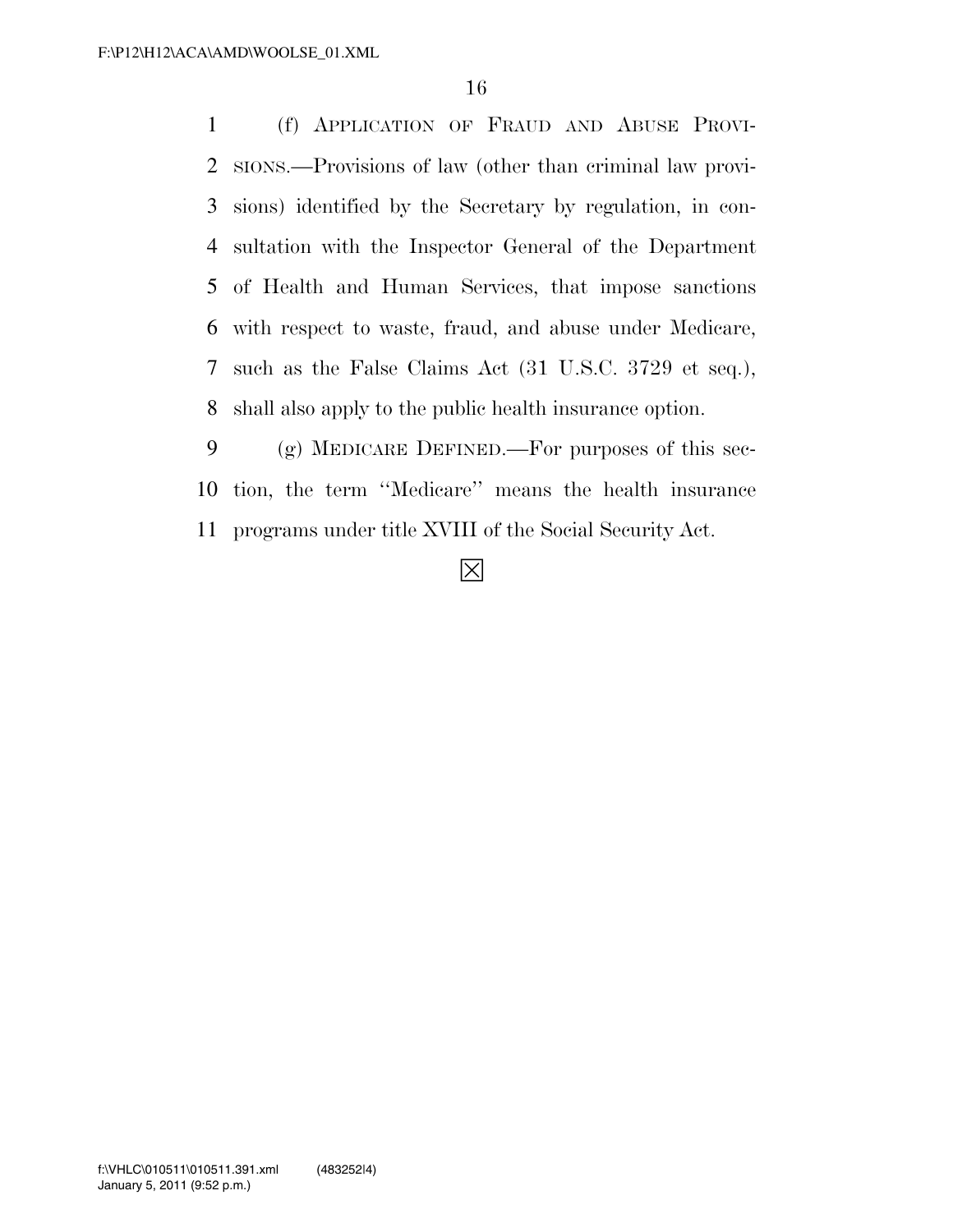(f) APPLICATION OF FRAUD AND ABUSE PROVISIONS.—Provisions of law (other than criminal law provisions) identified by the Secretary by regulation, in consultation with the Inspector General of the Department of Health and Human Services, that impose sanctions with respect to waste, fraud, and abuse under Medicare, such as the False Claims Act (31 U.S.C. 3729 et seq.), shall also apply to the public health insurance option.

(g) MEDICARE DEFINED.—For purposes of this section, the term ''Medicare'' means the health insurance programs under title XVIII of the Social Security Act.